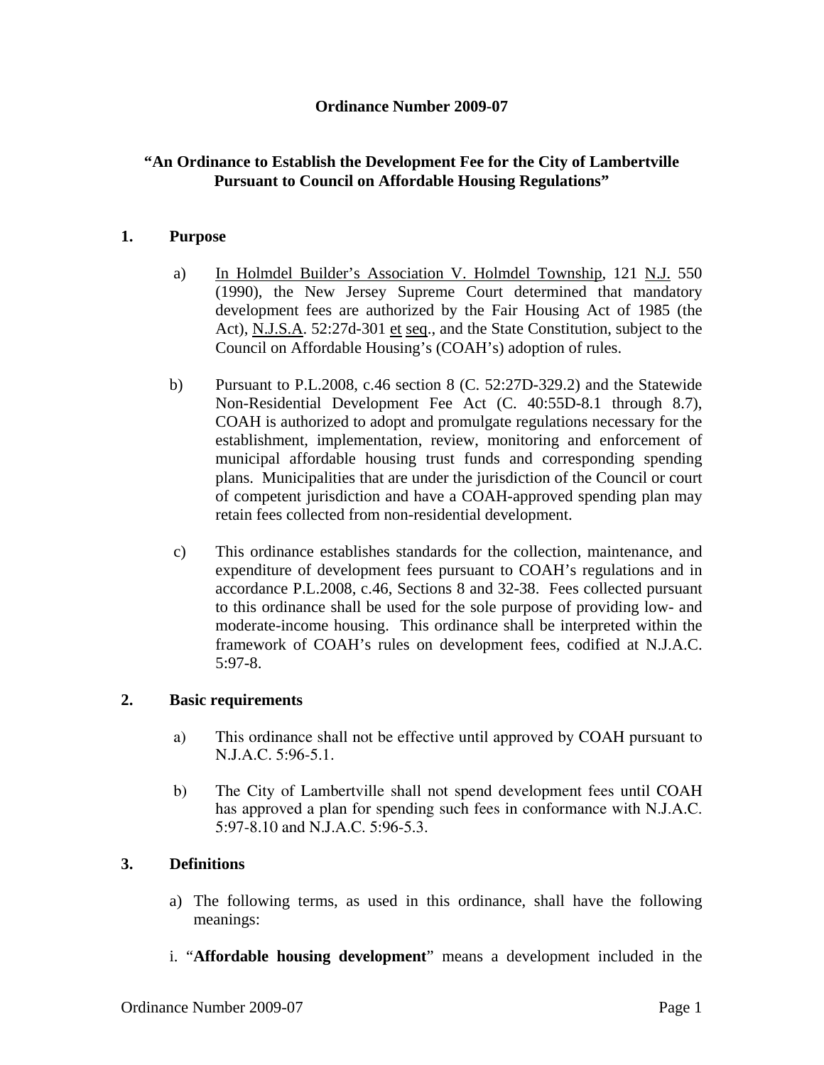**Ordinance Number 2009-07**

**"An Ordinance to Establish the Development Fee for the City of Lambertville Pursuant to Council on Affordable Housing Regulations"**

**1. Purpose**

a) In Holmdel Builder's Association V. Holmdel Township, 121 N.J. 550 (1990), the New Jersey Supreme Court determined that mandatory development fees are authorized by the Fair Housing Act of 1985 (the Act), N.J.S.A. 52:27d-301 et seq., and the State Constitution, subject to the Council on Affordable Housing's (COAH's) adoption of rules.

b) Pursuant to P.L.2008, c.46 section 8 (C. 52:27D-329.2) and the Statewide Non-Residential Development Fee Act (C. 40:55D-8.1 through 8.7), COAH is authorized to adopt and promulgate regulations necessary for the establishment, implementation, review, monitoring and enforcement of municipal affordable housing trust funds and corresponding spending plans. Municipalities that are under the jurisdiction of the Council or court of competent jurisdiction and have a COAH-approved spending plan may retain fees collected from non-residential development.

c) This ordinance establishes standards for the collection, maintenance, and expenditure of development fees pursuant to COAH's regulations and in accordance P.L.2008, c.46, Sections 8 and 32-38. Fees collected pursuant to this ordinance shall be used for the sole purpose of providing low- and moderate-income housing. This ordinance shall be interpreted within the framework of COAH's rules on development fees, codified at N.J.A.C. 5:97-8.

**2. Basic requirements**

a) This ordinance shall not be effective until approved by COAH pursuant to N.J.A.C. 5:96-5.1.

b) The City of Lambertville shall not spend development fees until COAH has approved a plan for spending such fees in conformance with N.J.A.C. 5:97-8.10 and N.J.A.C. 5:96-5.3.

**3. Definitions**

a) The following terms, as used in this ordinance, shall have the following meanings:

i. "**Affordable housing development**" means a development included in the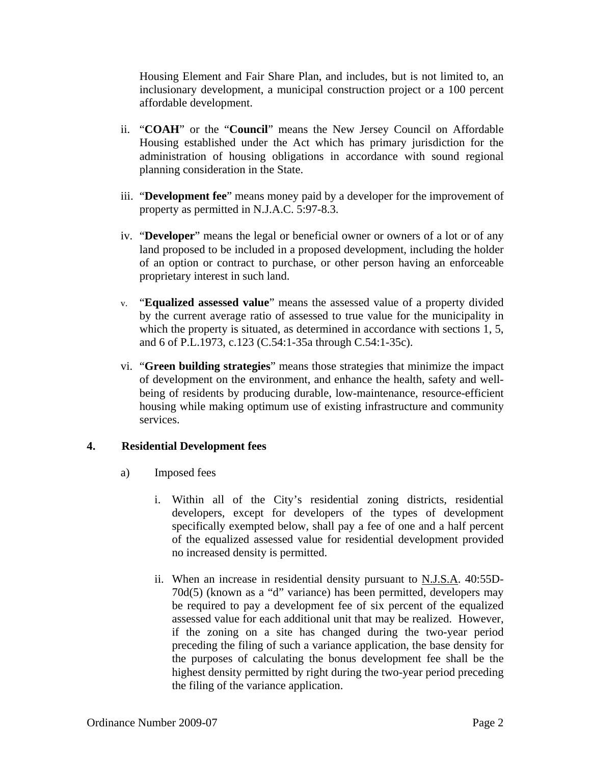Housing Element and Fair Share Plan, and includes, but is not limited to, an inclusionary development, a municipal construction project or a 100 percent affordable development.

ii. "**COAH**" or the "**Council**" means the New Jersey Council on Affordable Housing established under the Act which has primary jurisdiction for the administration of housing obligations in accordance with sound regional planning consideration in the State.

iii. "**Development fee**" means money paid by a developer for the improvement of property as permitted in N.J.A.C. 5:97-8.3.

iv. "**Developer**" means the legal or beneficial owner or owners of a lot or of any land proposed to be included in a proposed development, including the holder of an option or contract to purchase, or other person having an enforceable proprietary interest in such land.

v. "**Equalized assessed value**" means the assessed value of a property divided by the current average ratio of assessed to true value for the municipality in which the property is situated, as determined in accordance with sections 1, 5, and 6 of P.L.1973, c.123 (C.54:1-35a through C.54:1-35c).

vi. "**Green building strategies**" means those strategies that minimize the impact of development on the environment, and enhance the health, safety and well-being of residents by producing durable, low-maintenance, resource-efficient housing while making optimum use of existing infrastructure and community services.

**4. Residential Development fees**

a) Imposed fees

i. Within all of the City's residential zoning districts, residential developers, except for developers of the types of development specifically exempted below, shall pay a fee of one and a half percent of the equalized assessed value for residential development provided no increased density is permitted.

ii. When an increase in residential density pursuant to N.J.S.A. 40:55D-70d(5) (known as a "d" variance) has been permitted, developers may be required to pay a development fee of six percent of the equalized assessed value for each additional unit that may be realized. However, if the zoning on a site has changed during the two-year period preceding the filing of such a variance application, the base density for the purposes of calculating the bonus development fee shall be the highest density permitted by right during the two-year period preceding the filing of the variance application.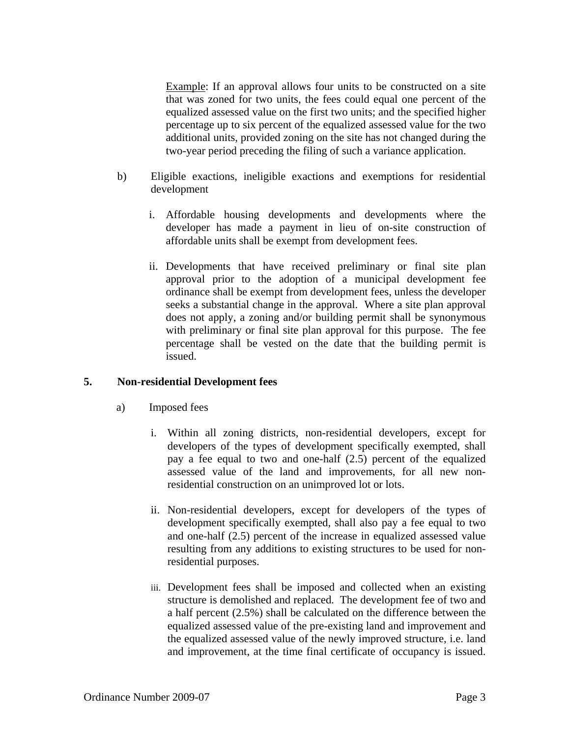<u>Example</u>: If an approval allows four units to be constructed on a site that was zoned for two units, the fees could equal one percent of the equalized assessed value on the first two units; and the specified higher percentage up to six percent of the equalized assessed value for the two additional units, provided zoning on the site has not changed during the two-year period preceding the filing of such a variance application.

b) Eligible exactions, ineligible exactions and exemptions for residential development

   i. Affordable housing developments and developments where the developer has made a payment in lieu of on-site construction of affordable units shall be exempt from development fees.

   ii. Developments that have received preliminary or final site plan approval prior to the adoption of a municipal development fee ordinance shall be exempt from development fees, unless the developer seeks a substantial change in the approval. Where a site plan approval does not apply, a zoning and/or building permit shall be synonymous with preliminary or final site plan approval for this purpose. The fee percentage shall be vested on the date that the building permit is issued.

**5. Non-residential Development fees**

a) Imposed fees

   i. Within all zoning districts, non-residential developers, except for developers of the types of development specifically exempted, shall pay a fee equal to two and one-half (2.5) percent of the equalized assessed value of the land and improvements, for all new non-residential construction on an unimproved lot or lots.

   ii. Non-residential developers, except for developers of the types of development specifically exempted, shall also pay a fee equal to two and one-half (2.5) percent of the increase in equalized assessed value resulting from any additions to existing structures to be used for non-residential purposes.

   iii. Development fees shall be imposed and collected when an existing structure is demolished and replaced. The development fee of two and a half percent (2.5%) shall be calculated on the difference between the equalized assessed value of the pre-existing land and improvement and the equalized assessed value of the newly improved structure, i.e. land and improvement, at the time final certificate of occupancy is issued.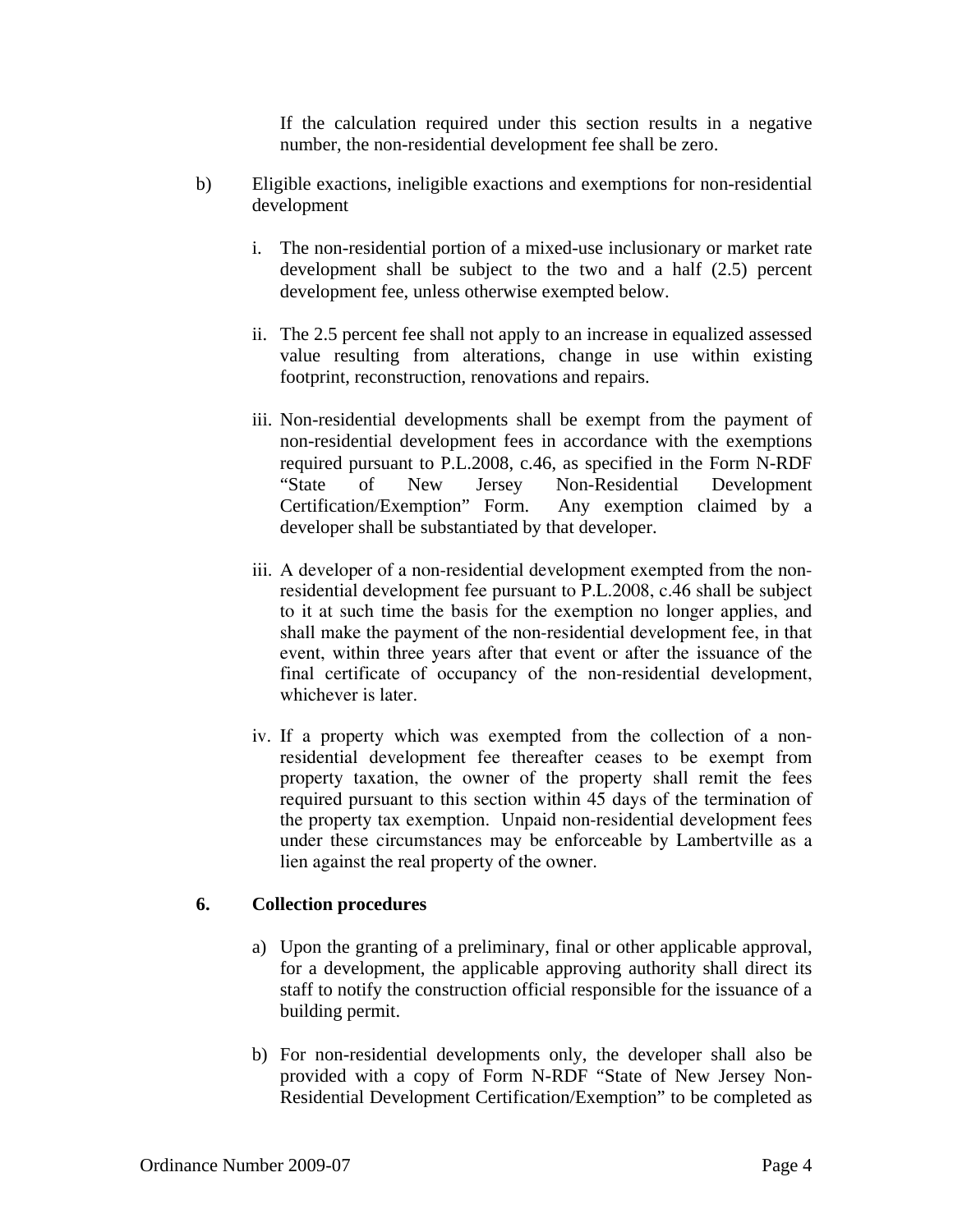If the calculation required under this section results in a negative number, the non-residential development fee shall be zero.

b) Eligible exactions, ineligible exactions and exemptions for non-residential development

i. The non-residential portion of a mixed-use inclusionary or market rate development shall be subject to the two and a half (2.5) percent development fee, unless otherwise exempted below.

ii. The 2.5 percent fee shall not apply to an increase in equalized assessed value resulting from alterations, change in use within existing footprint, reconstruction, renovations and repairs.

iii. Non-residential developments shall be exempt from the payment of non-residential development fees in accordance with the exemptions required pursuant to P.L.2008, c.46, as specified in the Form N-RDF "State of New Jersey Non-Residential Development Certification/Exemption" Form. Any exemption claimed by a developer shall be substantiated by that developer.

iii. A developer of a non-residential development exempted from the non-residential development fee pursuant to P.L.2008, c.46 shall be subject to it at such time the basis for the exemption no longer applies, and shall make the payment of the non-residential development fee, in that event, within three years after that event or after the issuance of the final certificate of occupancy of the non-residential development, whichever is later.

iv. If a property which was exempted from the collection of a non-residential development fee thereafter ceases to be exempt from property taxation, the owner of the property shall remit the fees required pursuant to this section within 45 days of the termination of the property tax exemption. Unpaid non-residential development fees under these circumstances may be enforceable by Lambertville as a lien against the real property of the owner.

## 6. Collection procedures

a) Upon the granting of a preliminary, final or other applicable approval, for a development, the applicable approving authority shall direct its staff to notify the construction official responsible for the issuance of a building permit.

b) For non-residential developments only, the developer shall also be provided with a copy of Form N-RDF "State of New Jersey Non-Residential Development Certification/Exemption" to be completed as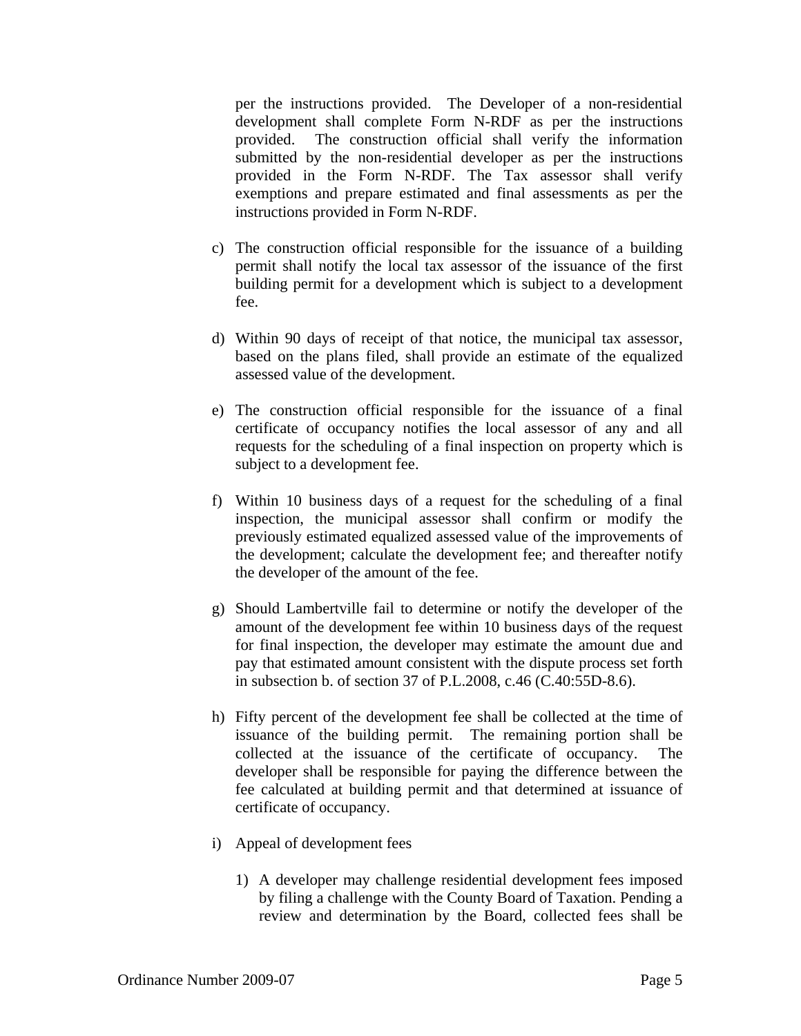per the instructions provided. The Developer of a non-residential development shall complete Form N-RDF as per the instructions provided. The construction official shall verify the information submitted by the non-residential developer as per the instructions provided in the Form N-RDF. The Tax assessor shall verify exemptions and prepare estimated and final assessments as per the instructions provided in Form N-RDF.

c) The construction official responsible for the issuance of a building permit shall notify the local tax assessor of the issuance of the first building permit for a development which is subject to a development fee.

d) Within 90 days of receipt of that notice, the municipal tax assessor, based on the plans filed, shall provide an estimate of the equalized assessed value of the development.

e) The construction official responsible for the issuance of a final certificate of occupancy notifies the local assessor of any and all requests for the scheduling of a final inspection on property which is subject to a development fee.

f) Within 10 business days of a request for the scheduling of a final inspection, the municipal assessor shall confirm or modify the previously estimated equalized assessed value of the improvements of the development; calculate the development fee; and thereafter notify the developer of the amount of the fee.

g) Should Lambertville fail to determine or notify the developer of the amount of the development fee within 10 business days of the request for final inspection, the developer may estimate the amount due and pay that estimated amount consistent with the dispute process set forth in subsection b. of section 37 of P.L.2008, c.46 (C.40:55D-8.6).

h) Fifty percent of the development fee shall be collected at the time of issuance of the building permit. The remaining portion shall be collected at the issuance of the certificate of occupancy. The developer shall be responsible for paying the difference between the fee calculated at building permit and that determined at issuance of certificate of occupancy.

i) Appeal of development fees

   1) A developer may challenge residential development fees imposed by filing a challenge with the County Board of Taxation. Pending a review and determination by the Board, collected fees shall be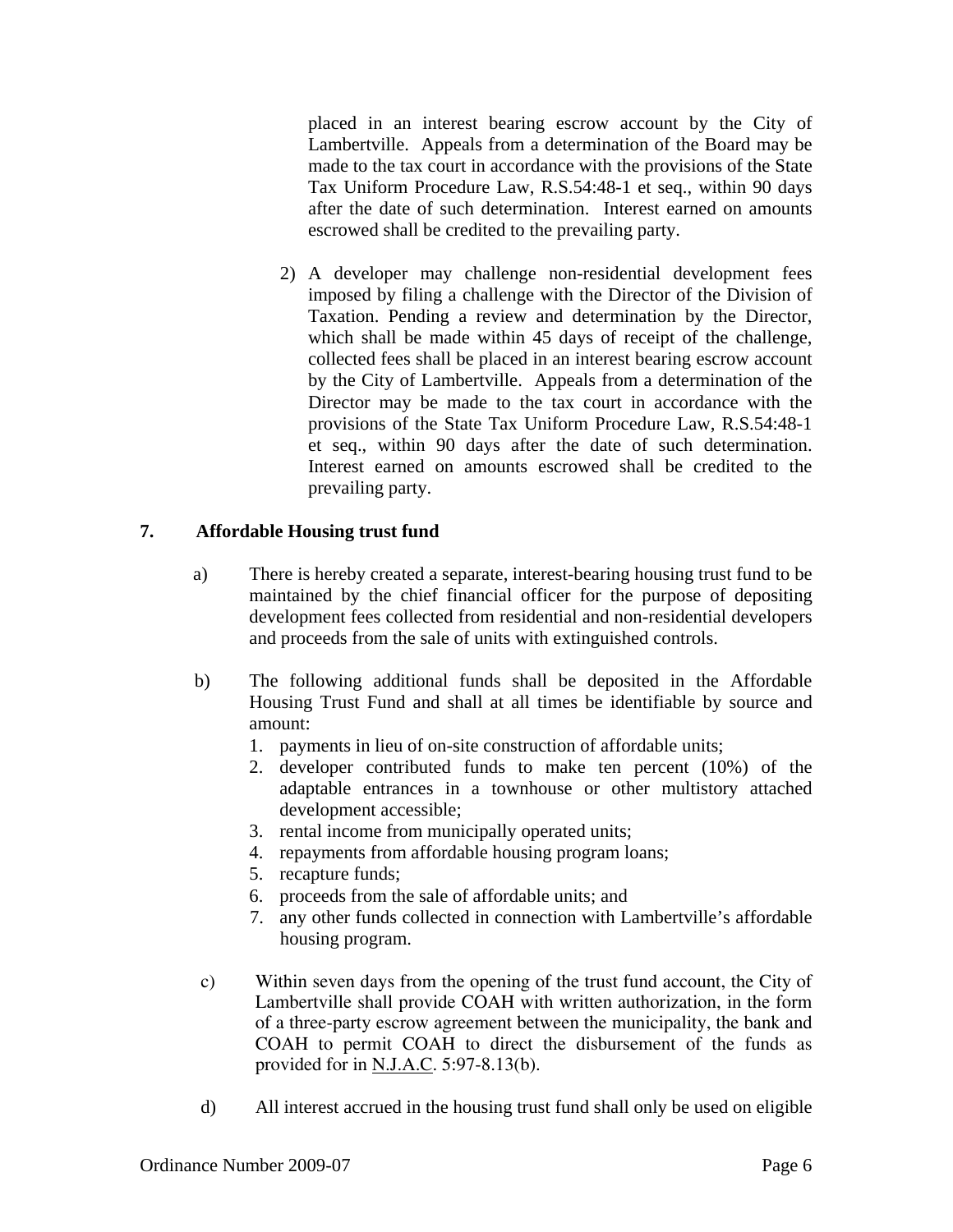placed in an interest bearing escrow account by the City of Lambertville. Appeals from a determination of the Board may be made to the tax court in accordance with the provisions of the State Tax Uniform Procedure Law, R.S.54:48-1 et seq., within 90 days after the date of such determination. Interest earned on amounts escrowed shall be credited to the prevailing party.

2) A developer may challenge non-residential development fees imposed by filing a challenge with the Director of the Division of Taxation. Pending a review and determination by the Director, which shall be made within 45 days of receipt of the challenge, collected fees shall be placed in an interest bearing escrow account by the City of Lambertville. Appeals from a determination of the Director may be made to the tax court in accordance with the provisions of the State Tax Uniform Procedure Law, R.S.54:48-1 et seq., within 90 days after the date of such determination. Interest earned on amounts escrowed shall be credited to the prevailing party.

**7. Affordable Housing trust fund**

a) There is hereby created a separate, interest-bearing housing trust fund to be maintained by the chief financial officer for the purpose of depositing development fees collected from residential and non-residential developers and proceeds from the sale of units with extinguished controls.

b) The following additional funds shall be deposited in the Affordable Housing Trust Fund and shall at all times be identifiable by source and amount:
   1. payments in lieu of on-site construction of affordable units;
   2. developer contributed funds to make ten percent (10%) of the adaptable entrances in a townhouse or other multistory attached development accessible;
   3. rental income from municipally operated units;
   4. repayments from affordable housing program loans;
   5. recapture funds;
   6. proceeds from the sale of affordable units; and
   7. any other funds collected in connection with Lambertville's affordable housing program.

c) Within seven days from the opening of the trust fund account, the City of Lambertville shall provide COAH with written authorization, in the form of a three-party escrow agreement between the municipality, the bank and COAH to permit COAH to direct the disbursement of the funds as provided for in N.J.A.C. 5:97-8.13(b).

d) All interest accrued in the housing trust fund shall only be used on eligible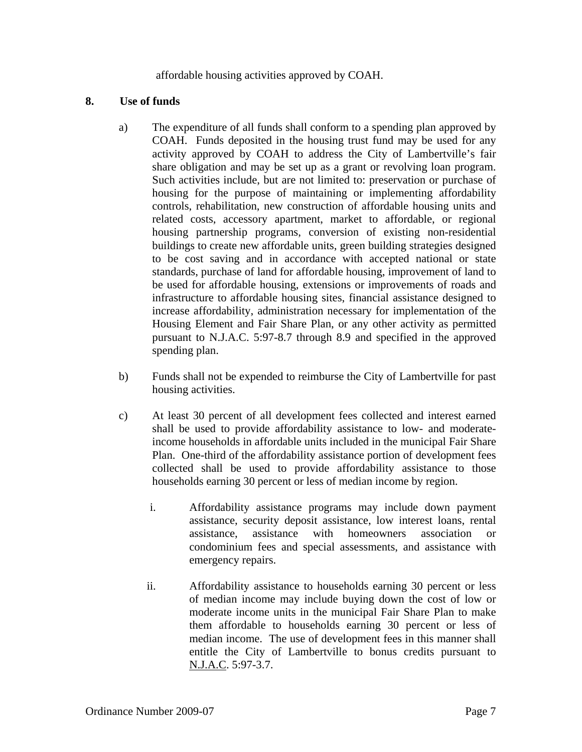affordable housing activities approved by COAH.

**8. Use of funds**

a) The expenditure of all funds shall conform to a spending plan approved by COAH. Funds deposited in the housing trust fund may be used for any activity approved by COAH to address the City of Lambertville's fair share obligation and may be set up as a grant or revolving loan program. Such activities include, but are not limited to: preservation or purchase of housing for the purpose of maintaining or implementing affordability controls, rehabilitation, new construction of affordable housing units and related costs, accessory apartment, market to affordable, or regional housing partnership programs, conversion of existing non-residential buildings to create new affordable units, green building strategies designed to be cost saving and in accordance with accepted national or state standards, purchase of land for affordable housing, improvement of land to be used for affordable housing, extensions or improvements of roads and infrastructure to affordable housing sites, financial assistance designed to increase affordability, administration necessary for implementation of the Housing Element and Fair Share Plan, or any other activity as permitted pursuant to N.J.A.C. 5:97-8.7 through 8.9 and specified in the approved spending plan.

b) Funds shall not be expended to reimburse the City of Lambertville for past housing activities.

c) At least 30 percent of all development fees collected and interest earned shall be used to provide affordability assistance to low- and moderate-income households in affordable units included in the municipal Fair Share Plan. One-third of the affordability assistance portion of development fees collected shall be used to provide affordability assistance to those households earning 30 percent or less of median income by region.

   i. Affordability assistance programs may include down payment assistance, security deposit assistance, low interest loans, rental assistance, assistance with homeowners association or condominium fees and special assessments, and assistance with emergency repairs.

   ii. Affordability assistance to households earning 30 percent or less of median income may include buying down the cost of low or moderate income units in the municipal Fair Share Plan to make them affordable to households earning 30 percent or less of median income. The use of development fees in this manner shall entitle the City of Lambertville to bonus credits pursuant to N.J.A.C. 5:97-3.7.

Ordinance Number 2009-07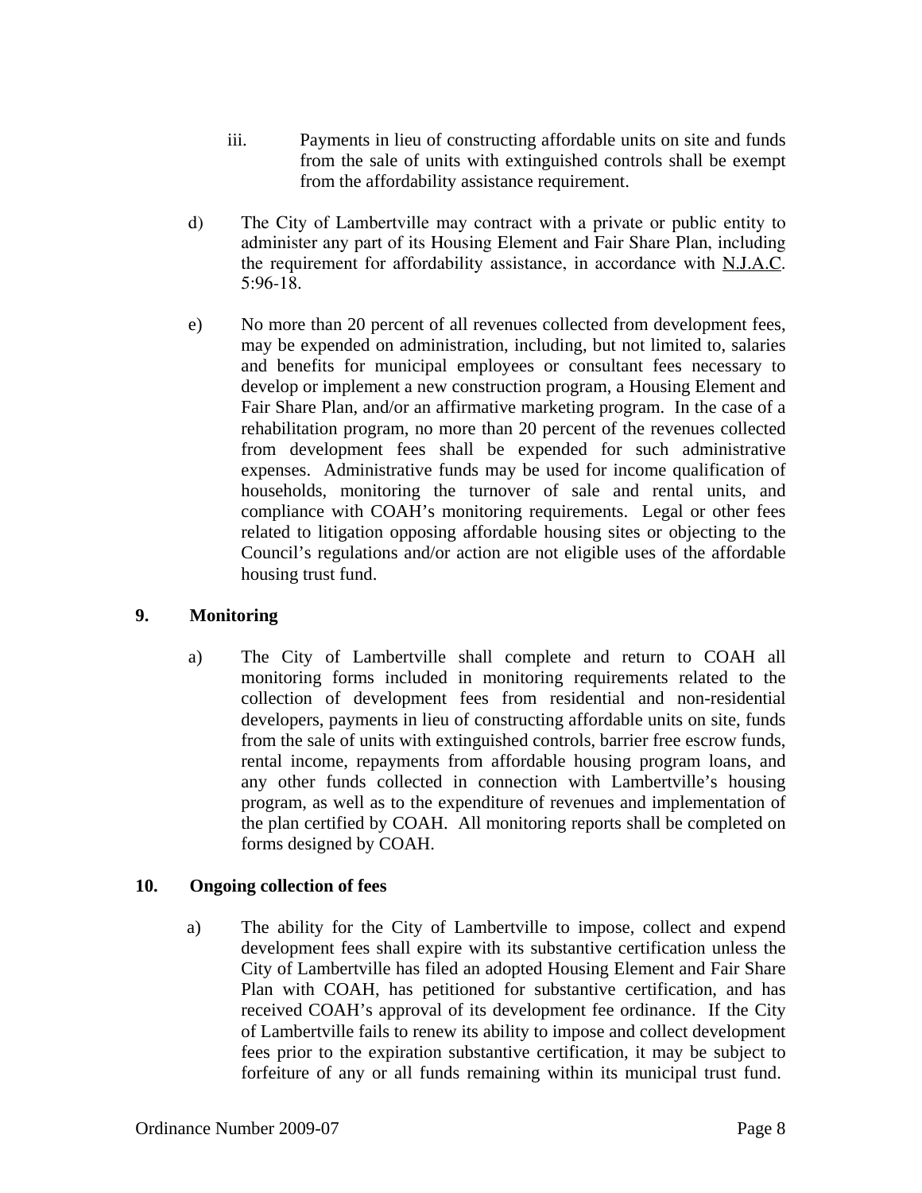iii. Payments in lieu of constructing affordable units on site and funds from the sale of units with extinguished controls shall be exempt from the affordability assistance requirement.

d) The City of Lambertville may contract with a private or public entity to administer any part of its Housing Element and Fair Share Plan, including the requirement for affordability assistance, in accordance with N.J.A.C. 5:96-18.

e) No more than 20 percent of all revenues collected from development fees, may be expended on administration, including, but not limited to, salaries and benefits for municipal employees or consultant fees necessary to develop or implement a new construction program, a Housing Element and Fair Share Plan, and/or an affirmative marketing program. In the case of a rehabilitation program, no more than 20 percent of the revenues collected from development fees shall be expended for such administrative expenses. Administrative funds may be used for income qualification of households, monitoring the turnover of sale and rental units, and compliance with COAH's monitoring requirements. Legal or other fees related to litigation opposing affordable housing sites or objecting to the Council's regulations and/or action are not eligible uses of the affordable housing trust fund.

**9. Monitoring**

a) The City of Lambertville shall complete and return to COAH all monitoring forms included in monitoring requirements related to the collection of development fees from residential and non-residential developers, payments in lieu of constructing affordable units on site, funds from the sale of units with extinguished controls, barrier free escrow funds, rental income, repayments from affordable housing program loans, and any other funds collected in connection with Lambertville's housing program, as well as to the expenditure of revenues and implementation of the plan certified by COAH. All monitoring reports shall be completed on forms designed by COAH.

**10. Ongoing collection of fees**

a) The ability for the City of Lambertville to impose, collect and expend development fees shall expire with its substantive certification unless the City of Lambertville has filed an adopted Housing Element and Fair Share Plan with COAH, has petitioned for substantive certification, and has received COAH's approval of its development fee ordinance. If the City of Lambertville fails to renew its ability to impose and collect development fees prior to the expiration substantive certification, it may be subject to forfeiture of any or all funds remaining within its municipal trust fund.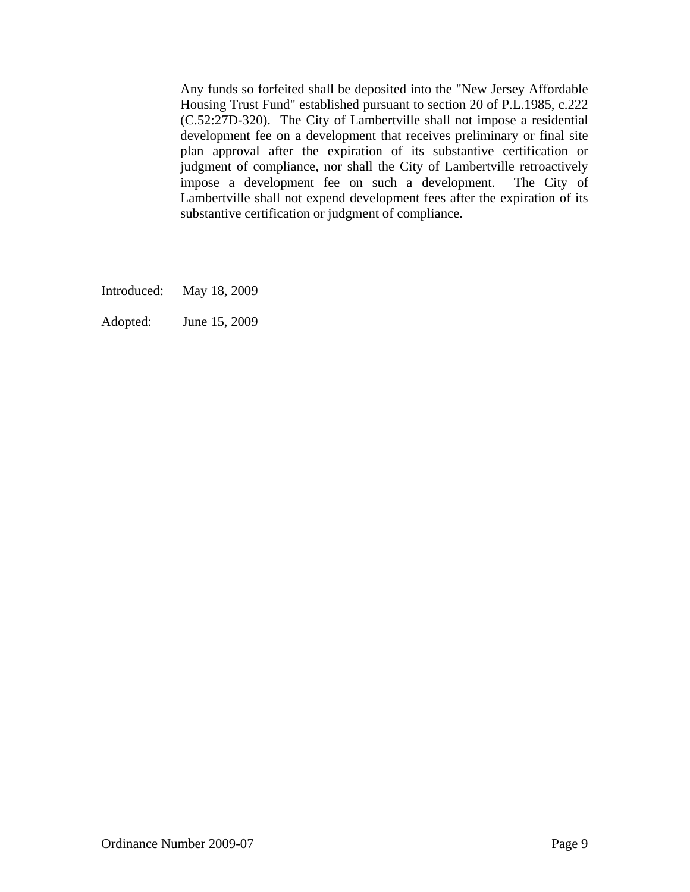Any funds so forfeited shall be deposited into the "New Jersey Affordable Housing Trust Fund" established pursuant to section 20 of P.L.1985, c.222 (C.52:27D-320). The City of Lambertville shall not impose a residential development fee on a development that receives preliminary or final site plan approval after the expiration of its substantive certification or judgment of compliance, nor shall the City of Lambertville retroactively impose a development fee on such a development. The City of Lambertville shall not expend development fees after the expiration of its substantive certification or judgment of compliance.

Introduced: May 18, 2009

Adopted: June 15, 2009